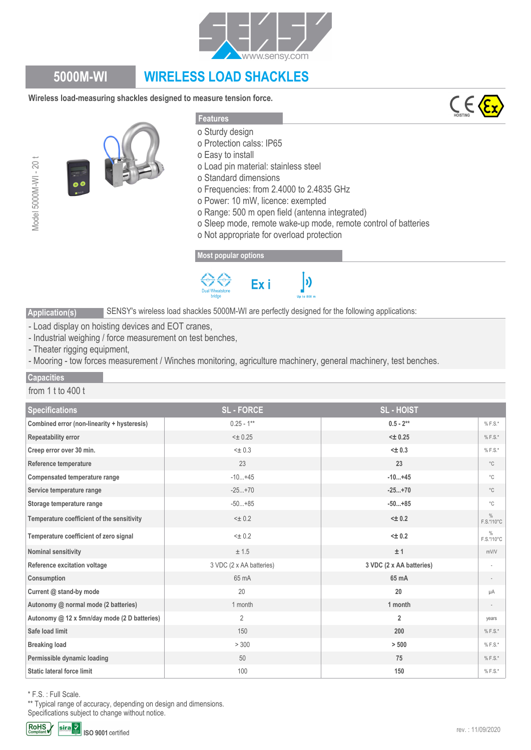# 5000M-WI WIRELESS LOAD SHACKLES

**Wireless load-measuring shackles designed to measure tension force.**

Model 5000M-WI - 20 t

## Features

- o Sturdy design
- o Protection calss: IP65
- o Easy to install
- o Load pin material: stainless steel
- o Standard dimensions
- o Frequencies: from 2.4000 to 2.4835 GHz
- o Power: 10 mW, licence: exempted
- o Range: 500 m open field (antenna integrated)
- o Sleep mode, remote wake-up mode, remote control of batteries
- o Not appropriate for overload protection

## Most popular options

Dual Wheatstone bridge — Ex i — Up to 500 m

## Application(s)

SENSY's wireless load shackles 5000M-WI are perfectly designed for the following applications:

- Load display on hoisting devices and EOT cranes,
- Industrial weighing / force measurement on test benches,
- Theater rigging equipment,
- Mooring - tow forces measurement / Winches monitoring, agriculture machinery, general machinery, test benches.

## Capacities

from 1 t to 400 t

| Specifications | SL - FORCE | SL - HOIST | |
|---|---|---|---|
| Combined error (non-linearity + hysteresis) | 0.25 - 1** | **0.5 - 2**** | % F.S.* |
| Repeatability error | <± 0.25 | **<± 0.25** | % F.S.* |
| Creep error over 30 min. | <± 0.3 | **<± 0.3** | % F.S.* |
| Reference temperature | 23 | **23** | °C |
| Compensated temperature range | -10...+45 | **-10...+45** | °C |
| Service temperature range | -25...+70 | **-25...+70** | °C |
| Storage temperature range | -50...+85 | **-50...+85** | °C |
| Temperature coefficient of the sensitivity | <± 0.2 | **<± 0.2** | % F.S.*/10°C |
| Temperature coefficient of zero signal | <± 0.2 | **<± 0.2** | % F.S.*/10°C |
| Nominal sensitivity | ± 1.5 | **± 1** | mV/V |
| Reference excitation voltage | 3 VDC (2 x AA batteries) | **3 VDC (2 x AA batteries)** | - |
| Consumption | 65 mA | **65 mA** | - |
| Current @ stand-by mode | 20 | **20** | µA |
| Autonomy @ normal mode (2 batteries) | 1 month | **1 month** | - |
| Autonomy @ 12 x 5mn/day mode (2 D batteries) | 2 | **2** | years |
| Safe load limit | 150 | **200** | % F.S.* |
| Breaking load | > 300 | **> 500** | % F.S.* |
| Permissible dynamic loading | 50 | **75** | % F.S.* |
| Static lateral force limit | 100 | **150** | % F.S.* |

\* F.S. : Full Scale.
\** Typical range of accuracy, depending on design and dimensions.
Specifications subject to change without notice.

ISO 9001 certified

rev. : 11/09/2020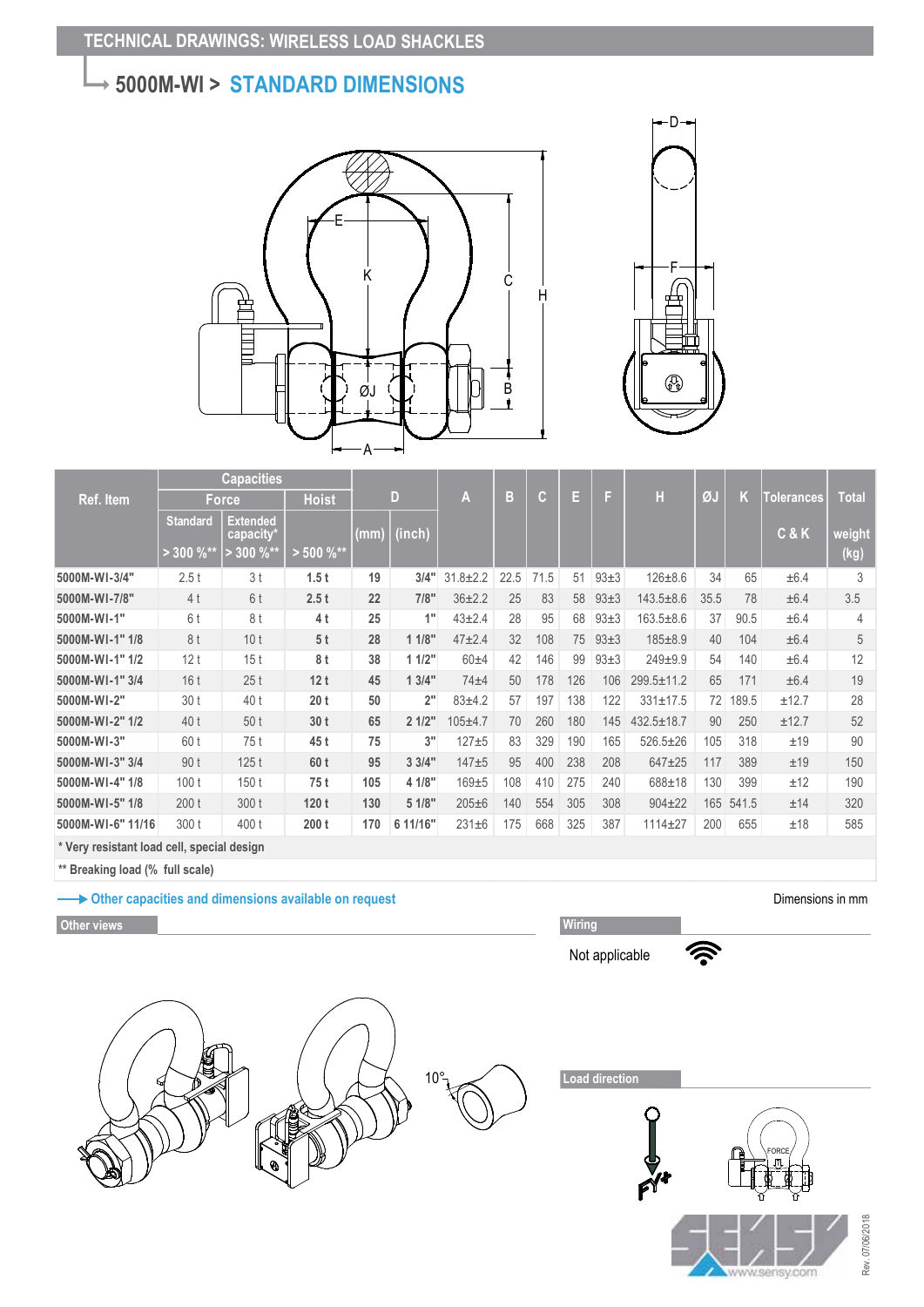# TECHNICAL DRAWINGS: WIRELESS LOAD SHACKLES

## 5000M-WI > STANDARD DIMENSIONS

| Ref. Item | Capacities | | | D | | A | B | C | E | F | H | ØJ | K | Tolerances | Total |
|---|---|---|---|---|---|---|---|---|---|---|---|---|---|---|---|
| | Force | | Hoist | | | | | | | | | | | | |
| | Standard > 300 %** | Extended capacity* > 300 %** | > 500 %** | (mm) | (inch) | | | | | | | | | C & K | weight (kg) |
| 5000M-WI-3/4" | 2.5 t | 3 t | **1.5 t** | **19** | **3/4"** | 31.8±2.2 | 22.5 | 71.5 | 51 | 93±3 | 126±8.6 | 34 | 65 | ±6.4 | 3 |
| 5000M-WI-7/8" | 4 t | 6 t | **2.5 t** | **22** | **7/8"** | 36±2.2 | 25 | 83 | 58 | 93±3 | 143.5±8.6 | 35.5 | 78 | ±6.4 | 3.5 |
| 5000M-WI-1" | 6 t | 8 t | **4 t** | **25** | **1"** | 43±2.4 | 28 | 95 | 68 | 93±3 | 163.5±8.6 | 37 | 90.5 | ±6.4 | 4 |
| 5000M-WI-1" 1/8 | 8 t | 10 t | **5 t** | **28** | **1 1/8"** | 47±2.4 | 32 | 108 | 75 | 93±3 | 185±8.9 | 40 | 104 | ±6.4 | 5 |
| 5000M-WI-1" 1/2 | 12 t | 15 t | **8 t** | **38** | **1 1/2"** | 60±4 | 42 | 146 | 99 | 93±3 | 249±9.9 | 54 | 140 | ±6.4 | 12 |
| 5000M-WI-1" 3/4 | 16 t | 25 t | **12 t** | **45** | **1 3/4"** | 74±4 | 50 | 178 | 126 | 106 | 299.5±11.2 | 65 | 171 | ±6.4 | 19 |
| 5000M-WI-2" | 30 t | 40 t | **20 t** | **50** | **2"** | 83±4.2 | 57 | 197 | 138 | 122 | 331±17.5 | 72 | 189.5 | ±12.7 | 28 |
| 5000M-WI-2" 1/2 | 40 t | 50 t | **30 t** | **65** | **2 1/2"** | 105±4.7 | 70 | 260 | 180 | 145 | 432.5±18.7 | 90 | 250 | ±12.7 | 52 |
| 5000M-WI-3" | 60 t | 75 t | **45 t** | **75** | **3"** | 127±5 | 83 | 329 | 190 | 165 | 526.5±26 | 105 | 318 | ±19 | 90 |
| 5000M-WI-3" 3/4 | 90 t | 125 t | **60 t** | **95** | **3 3/4"** | 147±5 | 95 | 400 | 238 | 208 | 647±25 | 117 | 389 | ±19 | 150 |
| 5000M-WI-4" 1/8 | 100 t | 150 t | **75 t** | **105** | **4 1/8"** | 169±5 | 108 | 410 | 275 | 240 | 688±18 | 130 | 399 | ±12 | 190 |
| 5000M-WI-5" 1/8 | 200 t | 300 t | **120 t** | **130** | **5 1/8"** | 205±6 | 140 | 554 | 305 | 308 | 904±22 | 165 | 541.5 | ±14 | 320 |
| 5000M-WI-6" 11/16 | 300 t | 400 t | **200 t** | **170** | **6 11/16"** | 231±6 | 175 | 668 | 325 | 387 | 1114±27 | 200 | 655 | ±18 | 585 |

* Very resistant load cell, special design

** Breaking load (% full scale)

→ Other capacities and dimensions available on request

Dimensions in mm

### Other views

10°

### Wiring

Not applicable

### Load direction

FY+

FORCE

www.sensy.com

Rev. 07/06/2018